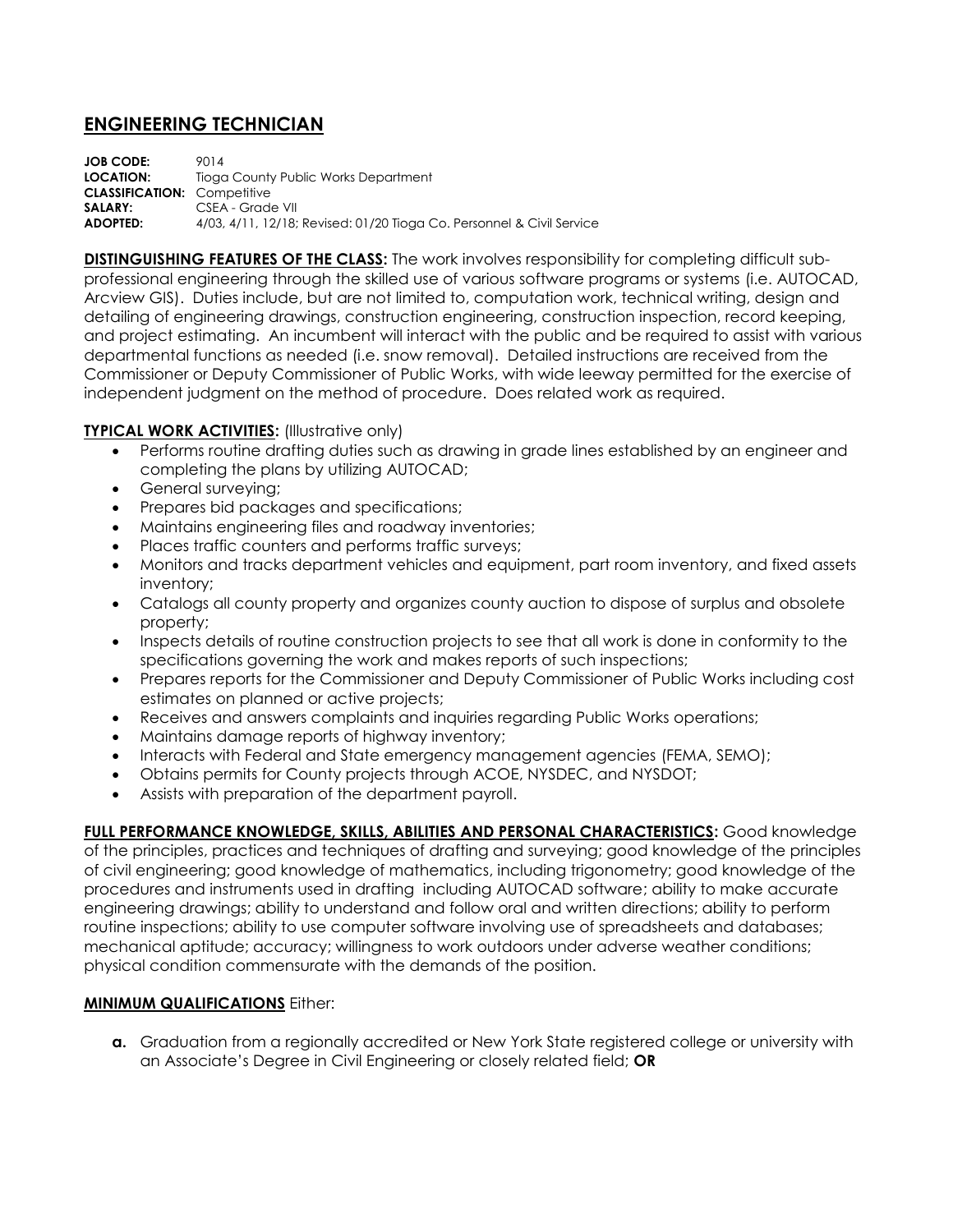# ENGINEERING TECHNICIAN

**JOB CODE:** 9014
**LOCATION:** Tioga County Public Works Department
**CLASSIFICATION:** Competitive
**SALARY:** CSEA - Grade VII
**ADOPTED:** 4/03, 4/11, 12/18; Revised: 01/20 Tioga Co. Personnel & Civil Service

**DISTINGUISHING FEATURES OF THE CLASS:** The work involves responsibility for completing difficult sub-professional engineering through the skilled use of various software programs or systems (i.e. AUTOCAD, Arcview GIS). Duties include, but are not limited to, computation work, technical writing, design and detailing of engineering drawings, construction engineering, construction inspection, record keeping, and project estimating. An incumbent will interact with the public and be required to assist with various departmental functions as needed (i.e. snow removal). Detailed instructions are received from the Commissioner or Deputy Commissioner of Public Works, with wide leeway permitted for the exercise of independent judgment on the method of procedure. Does related work as required.

**TYPICAL WORK ACTIVITIES:** (Illustrative only)

- Performs routine drafting duties such as drawing in grade lines established by an engineer and completing the plans by utilizing AUTOCAD;
- General surveying;
- Prepares bid packages and specifications;
- Maintains engineering files and roadway inventories;
- Places traffic counters and performs traffic surveys;
- Monitors and tracks department vehicles and equipment, part room inventory, and fixed assets inventory;
- Catalogs all county property and organizes county auction to dispose of surplus and obsolete property;
- Inspects details of routine construction projects to see that all work is done in conformity to the specifications governing the work and makes reports of such inspections;
- Prepares reports for the Commissioner and Deputy Commissioner of Public Works including cost estimates on planned or active projects;
- Receives and answers complaints and inquiries regarding Public Works operations;
- Maintains damage reports of highway inventory;
- Interacts with Federal and State emergency management agencies (FEMA, SEMO);
- Obtains permits for County projects through ACOE, NYSDEC, and NYSDOT;
- Assists with preparation of the department payroll.

**FULL PERFORMANCE KNOWLEDGE, SKILLS, ABILITIES AND PERSONAL CHARACTERISTICS:** Good knowledge of the principles, practices and techniques of drafting and surveying; good knowledge of the principles of civil engineering; good knowledge of mathematics, including trigonometry; good knowledge of the procedures and instruments used in drafting including AUTOCAD software; ability to make accurate engineering drawings; ability to understand and follow oral and written directions; ability to perform routine inspections; ability to use computer software involving use of spreadsheets and databases; mechanical aptitude; accuracy; willingness to work outdoors under adverse weather conditions; physical condition commensurate with the demands of the position.

**MINIMUM QUALIFICATIONS** Either:

**a.** Graduation from a regionally accredited or New York State registered college or university with an Associate's Degree in Civil Engineering or closely related field; **OR**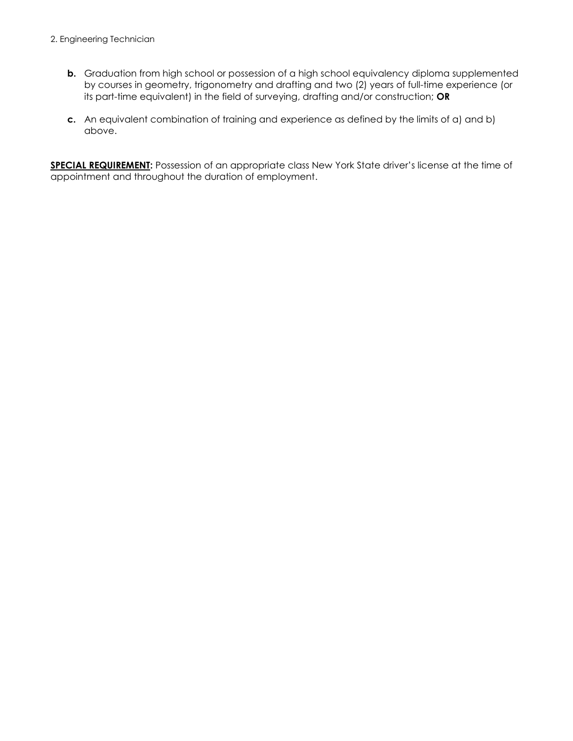**b.** Graduation from high school or possession of a high school equivalency diploma supplemented by courses in geometry, trigonometry and drafting and two (2) years of full-time experience (or its part-time equivalent) in the field of surveying, drafting and/or construction; **OR**

**c.** An equivalent combination of training and experience as defined by the limits of a) and b) above.

**SPECIAL REQUIREMENT:** Possession of an appropriate class New York State driver's license at the time of appointment and throughout the duration of employment.